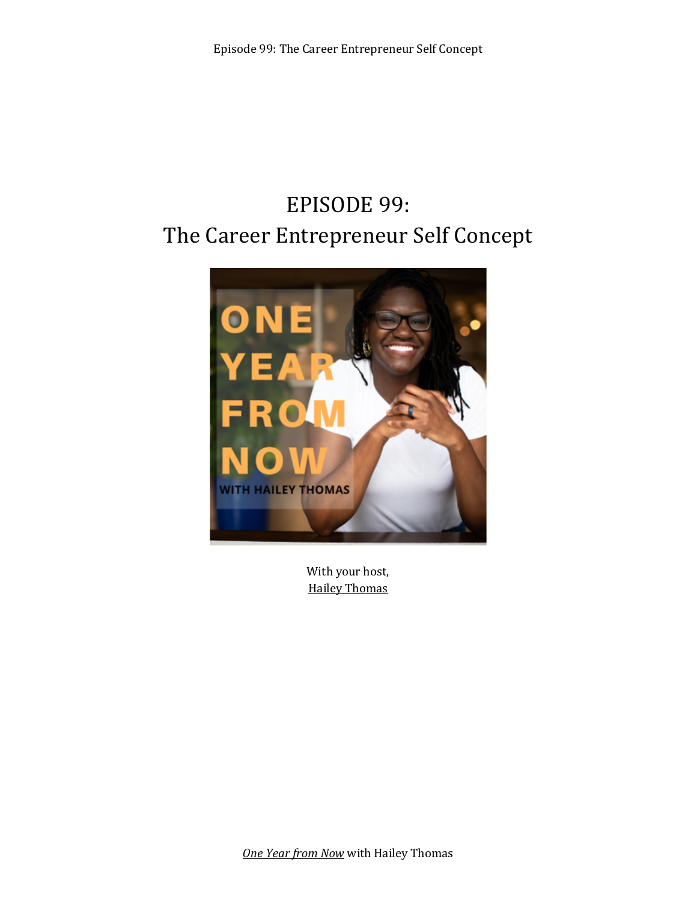# EPISODE 99:
# The Career Entrepreneur Self Concept

With your host,
Hailey Thomas

*One Year from Now* with Hailey Thomas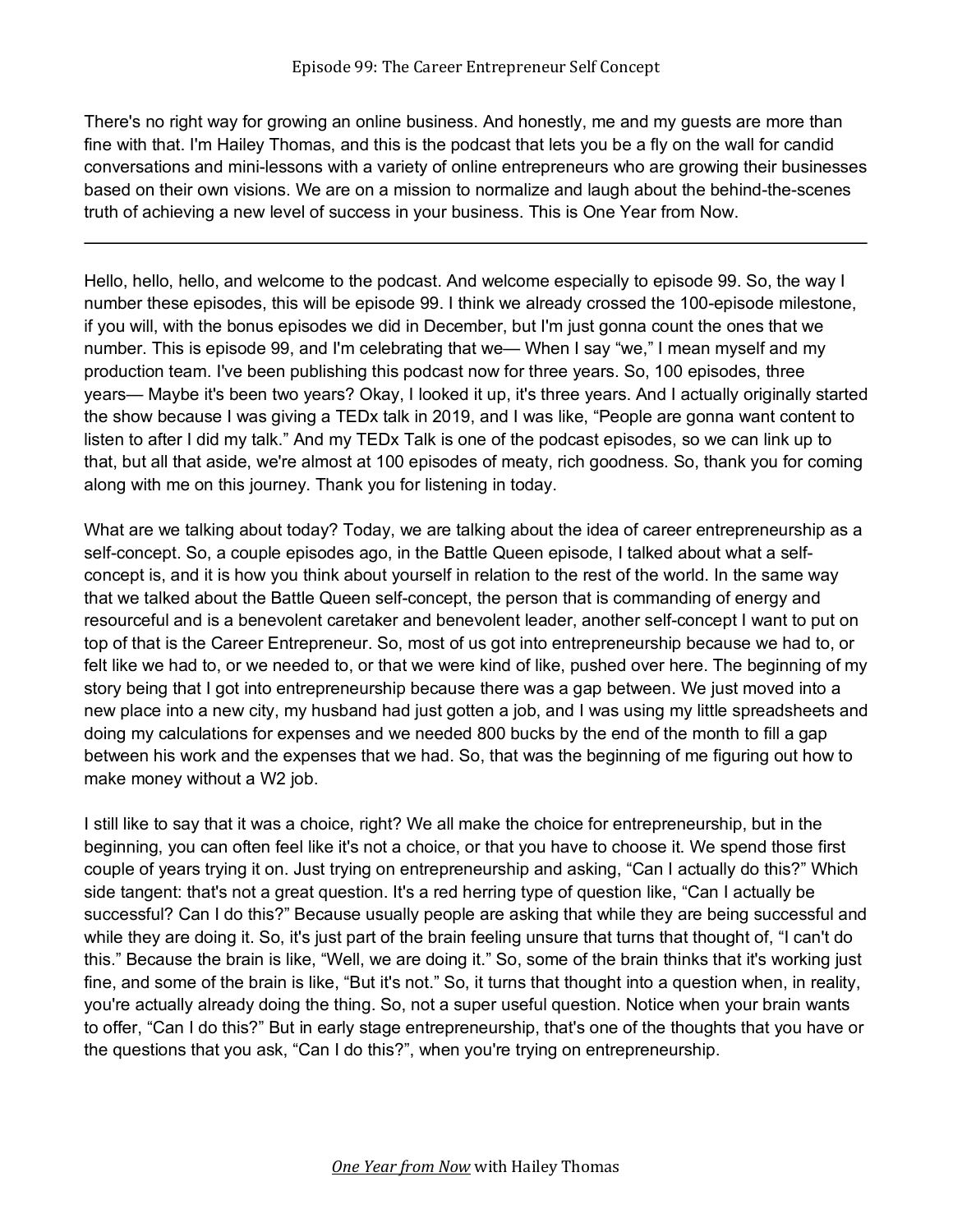There's no right way for growing an online business. And honestly, me and my guests are more than fine with that. I'm Hailey Thomas, and this is the podcast that lets you be a fly on the wall for candid conversations and mini-lessons with a variety of online entrepreneurs who are growing their businesses based on their own visions. We are on a mission to normalize and laugh about the behind-the-scenes truth of achieving a new level of success in your business. This is One Year from Now.

---

Hello, hello, hello, and welcome to the podcast. And welcome especially to episode 99. So, the way I number these episodes, this will be episode 99. I think we already crossed the 100-episode milestone, if you will, with the bonus episodes we did in December, but I'm just gonna count the ones that we number. This is episode 99, and I'm celebrating that we— When I say "we," I mean myself and my production team. I've been publishing this podcast now for three years. So, 100 episodes, three years— Maybe it's been two years? Okay, I looked it up, it's three years. And I actually originally started the show because I was giving a TEDx talk in 2019, and I was like, "People are gonna want content to listen to after I did my talk." And my TEDx Talk is one of the podcast episodes, so we can link up to that, but all that aside, we're almost at 100 episodes of meaty, rich goodness. So, thank you for coming along with me on this journey. Thank you for listening in today.

What are we talking about today? Today, we are talking about the idea of career entrepreneurship as a self-concept. So, a couple episodes ago, in the Battle Queen episode, I talked about what a self-concept is, and it is how you think about yourself in relation to the rest of the world. In the same way that we talked about the Battle Queen self-concept, the person that is commanding of energy and resourceful and is a benevolent caretaker and benevolent leader, another self-concept I want to put on top of that is the Career Entrepreneur. So, most of us got into entrepreneurship because we had to, or felt like we had to, or we needed to, or that we were kind of like, pushed over here. The beginning of my story being that I got into entrepreneurship because there was a gap between. We just moved into a new place into a new city, my husband had just gotten a job, and I was using my little spreadsheets and doing my calculations for expenses and we needed 800 bucks by the end of the month to fill a gap between his work and the expenses that we had. So, that was the beginning of me figuring out how to make money without a W2 job.

I still like to say that it was a choice, right? We all make the choice for entrepreneurship, but in the beginning, you can often feel like it's not a choice, or that you have to choose it. We spend those first couple of years trying it on. Just trying on entrepreneurship and asking, "Can I actually do this?" Which side tangent: that's not a great question. It's a red herring type of question like, "Can I actually be successful? Can I do this?" Because usually people are asking that while they are being successful and while they are doing it. So, it's just part of the brain feeling unsure that turns that thought of, "I can't do this." Because the brain is like, "Well, we are doing it." So, some of the brain thinks that it's working just fine, and some of the brain is like, "But it's not." So, it turns that thought into a question when, in reality, you're actually already doing the thing. So, not a super useful question. Notice when your brain wants to offer, "Can I do this?" But in early stage entrepreneurship, that's one of the thoughts that you have or the questions that you ask, "Can I do this?", when you're trying on entrepreneurship.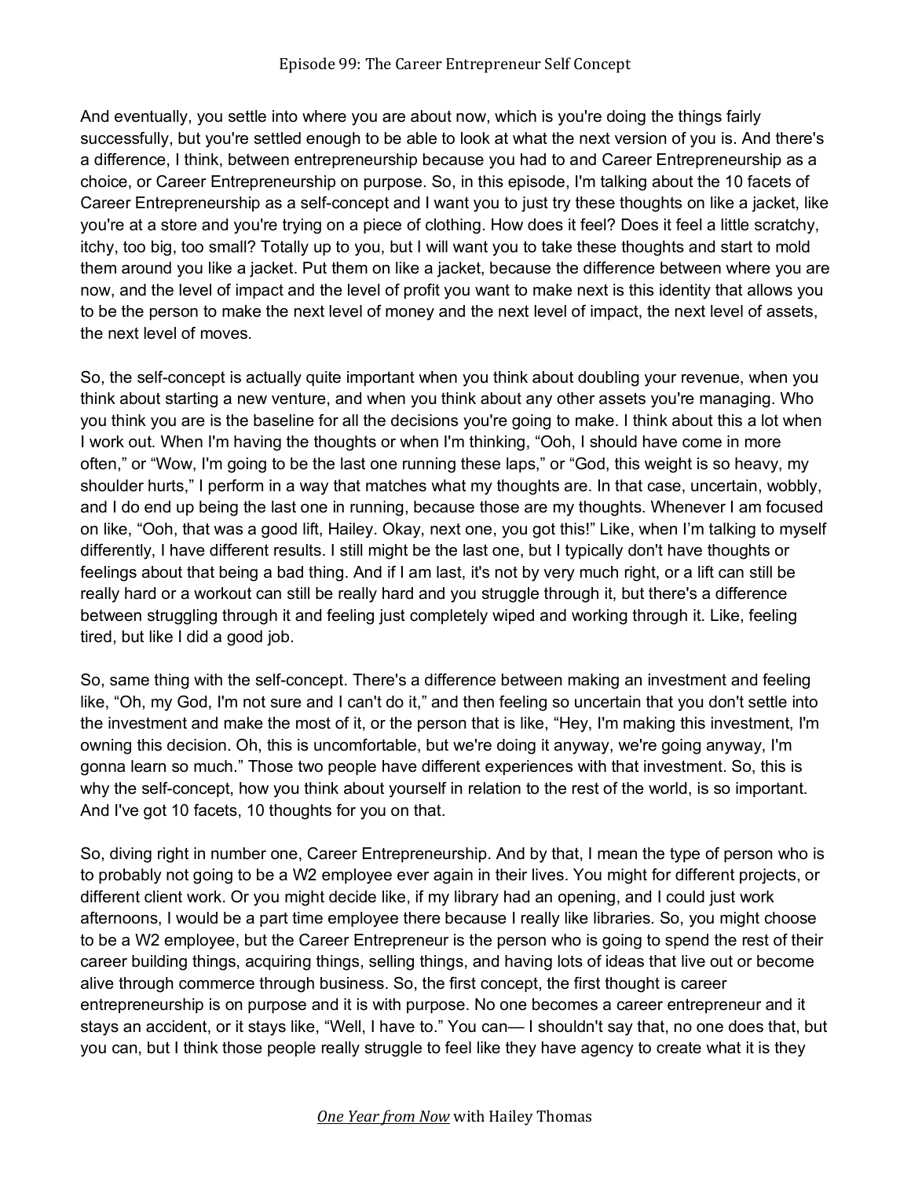And eventually, you settle into where you are about now, which is you're doing the things fairly successfully, but you're settled enough to be able to look at what the next version of you is. And there's a difference, I think, between entrepreneurship because you had to and Career Entrepreneurship as a choice, or Career Entrepreneurship on purpose. So, in this episode, I'm talking about the 10 facets of Career Entrepreneurship as a self-concept and I want you to just try these thoughts on like a jacket, like you're at a store and you're trying on a piece of clothing. How does it feel? Does it feel a little scratchy, itchy, too big, too small? Totally up to you, but I will want you to take these thoughts and start to mold them around you like a jacket. Put them on like a jacket, because the difference between where you are now, and the level of impact and the level of profit you want to make next is this identity that allows you to be the person to make the next level of money and the next level of impact, the next level of assets, the next level of moves.

So, the self-concept is actually quite important when you think about doubling your revenue, when you think about starting a new venture, and when you think about any other assets you're managing. Who you think you are is the baseline for all the decisions you're going to make. I think about this a lot when I work out. When I'm having the thoughts or when I'm thinking, "Ooh, I should have come in more often," or "Wow, I'm going to be the last one running these laps," or "God, this weight is so heavy, my shoulder hurts," I perform in a way that matches what my thoughts are. In that case, uncertain, wobbly, and I do end up being the last one in running, because those are my thoughts. Whenever I am focused on like, "Ooh, that was a good lift, Hailey. Okay, next one, you got this!" Like, when I'm talking to myself differently, I have different results. I still might be the last one, but I typically don't have thoughts or feelings about that being a bad thing. And if I am last, it's not by very much right, or a lift can still be really hard or a workout can still be really hard and you struggle through it, but there's a difference between struggling through it and feeling just completely wiped and working through it. Like, feeling tired, but like I did a good job.

So, same thing with the self-concept. There's a difference between making an investment and feeling like, "Oh, my God, I'm not sure and I can't do it," and then feeling so uncertain that you don't settle into the investment and make the most of it, or the person that is like, "Hey, I'm making this investment, I'm owning this decision. Oh, this is uncomfortable, but we're doing it anyway, we're going anyway, I'm gonna learn so much." Those two people have different experiences with that investment. So, this is why the self-concept, how you think about yourself in relation to the rest of the world, is so important. And I've got 10 facets, 10 thoughts for you on that.

So, diving right in number one, Career Entrepreneurship. And by that, I mean the type of person who is to probably not going to be a W2 employee ever again in their lives. You might for different projects, or different client work. Or you might decide like, if my library had an opening, and I could just work afternoons, I would be a part time employee there because I really like libraries. So, you might choose to be a W2 employee, but the Career Entrepreneur is the person who is going to spend the rest of their career building things, acquiring things, selling things, and having lots of ideas that live out or become alive through commerce through business. So, the first concept, the first thought is career entrepreneurship is on purpose and it is with purpose. No one becomes a career entrepreneur and it stays an accident, or it stays like, "Well, I have to." You can— I shouldn't say that, no one does that, but you can, but I think those people really struggle to feel like they have agency to create what it is they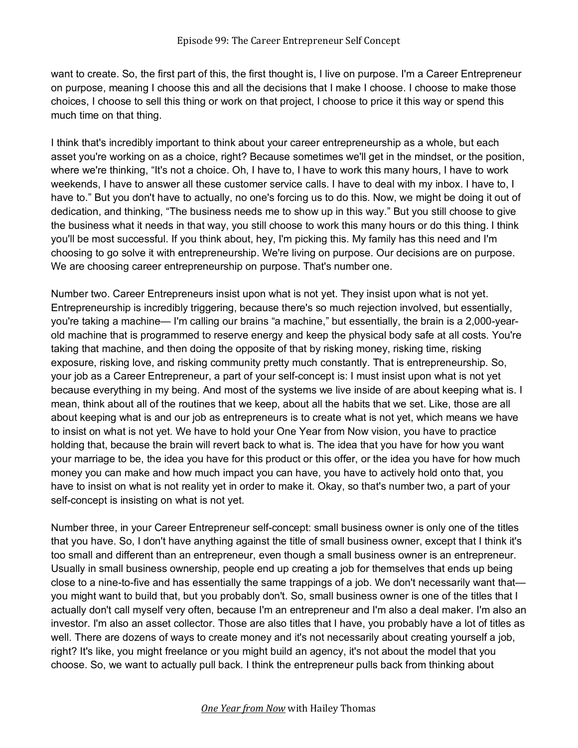want to create. So, the first part of this, the first thought is, I live on purpose. I'm a Career Entrepreneur on purpose, meaning I choose this and all the decisions that I make I choose. I choose to make those choices, I choose to sell this thing or work on that project, I choose to price it this way or spend this much time on that thing.

I think that's incredibly important to think about your career entrepreneurship as a whole, but each asset you're working on as a choice, right? Because sometimes we'll get in the mindset, or the position, where we're thinking, "It's not a choice. Oh, I have to, I have to work this many hours, I have to work weekends, I have to answer all these customer service calls. I have to deal with my inbox. I have to, I have to." But you don't have to actually, no one's forcing us to do this. Now, we might be doing it out of dedication, and thinking, "The business needs me to show up in this way." But you still choose to give the business what it needs in that way, you still choose to work this many hours or do this thing. I think you'll be most successful. If you think about, hey, I'm picking this. My family has this need and I'm choosing to go solve it with entrepreneurship. We're living on purpose. Our decisions are on purpose. We are choosing career entrepreneurship on purpose. That's number one.

Number two. Career Entrepreneurs insist upon what is not yet. They insist upon what is not yet. Entrepreneurship is incredibly triggering, because there's so much rejection involved, but essentially, you're taking a machine— I'm calling our brains "a machine," but essentially, the brain is a 2,000-year-old machine that is programmed to reserve energy and keep the physical body safe at all costs. You're taking that machine, and then doing the opposite of that by risking money, risking time, risking exposure, risking love, and risking community pretty much constantly. That is entrepreneurship. So, your job as a Career Entrepreneur, a part of your self-concept is: I must insist upon what is not yet because everything in my being. And most of the systems we live inside of are about keeping what is. I mean, think about all of the routines that we keep, about all the habits that we set. Like, those are all about keeping what is and our job as entrepreneurs is to create what is not yet, which means we have to insist on what is not yet. We have to hold your One Year from Now vision, you have to practice holding that, because the brain will revert back to what is. The idea that you have for how you want your marriage to be, the idea you have for this product or this offer, or the idea you have for how much money you can make and how much impact you can have, you have to actively hold onto that, you have to insist on what is not reality yet in order to make it. Okay, so that's number two, a part of your self-concept is insisting on what is not yet.

Number three, in your Career Entrepreneur self-concept: small business owner is only one of the titles that you have. So, I don't have anything against the title of small business owner, except that I think it's too small and different than an entrepreneur, even though a small business owner is an entrepreneur. Usually in small business ownership, people end up creating a job for themselves that ends up being close to a nine-to-five and has essentially the same trappings of a job. We don't necessarily want that— you might want to build that, but you probably don't. So, small business owner is one of the titles that I actually don't call myself very often, because I'm an entrepreneur and I'm also a deal maker. I'm also an investor. I'm also an asset collector. Those are also titles that I have, you probably have a lot of titles as well. There are dozens of ways to create money and it's not necessarily about creating yourself a job, right? It's like, you might freelance or you might build an agency, it's not about the model that you choose. So, we want to actually pull back. I think the entrepreneur pulls back from thinking about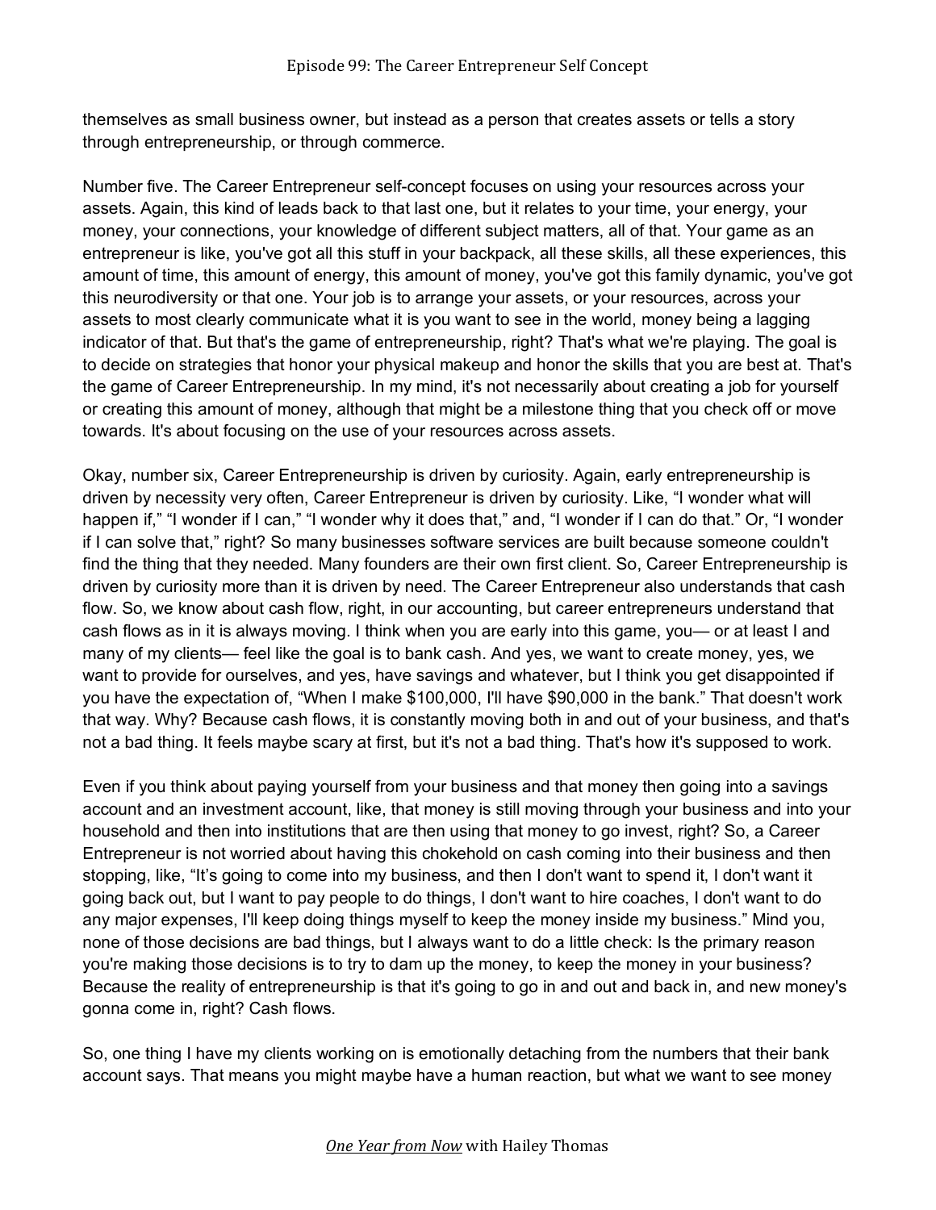themselves as small business owner, but instead as a person that creates assets or tells a story through entrepreneurship, or through commerce.

Number five. The Career Entrepreneur self-concept focuses on using your resources across your assets. Again, this kind of leads back to that last one, but it relates to your time, your energy, your money, your connections, your knowledge of different subject matters, all of that. Your game as an entrepreneur is like, you've got all this stuff in your backpack, all these skills, all these experiences, this amount of time, this amount of energy, this amount of money, you've got this family dynamic, you've got this neurodiversity or that one. Your job is to arrange your assets, or your resources, across your assets to most clearly communicate what it is you want to see in the world, money being a lagging indicator of that. But that's the game of entrepreneurship, right? That's what we're playing. The goal is to decide on strategies that honor your physical makeup and honor the skills that you are best at. That's the game of Career Entrepreneurship. In my mind, it's not necessarily about creating a job for yourself or creating this amount of money, although that might be a milestone thing that you check off or move towards. It's about focusing on the use of your resources across assets.

Okay, number six, Career Entrepreneurship is driven by curiosity. Again, early entrepreneurship is driven by necessity very often, Career Entrepreneur is driven by curiosity. Like, "I wonder what will happen if," "I wonder if I can," "I wonder why it does that," and, "I wonder if I can do that." Or, "I wonder if I can solve that," right? So many businesses software services are built because someone couldn't find the thing that they needed. Many founders are their own first client. So, Career Entrepreneurship is driven by curiosity more than it is driven by need. The Career Entrepreneur also understands that cash flow. So, we know about cash flow, right, in our accounting, but career entrepreneurs understand that cash flows as in it is always moving. I think when you are early into this game, you— or at least I and many of my clients— feel like the goal is to bank cash. And yes, we want to create money, yes, we want to provide for ourselves, and yes, have savings and whatever, but I think you get disappointed if you have the expectation of, "When I make $100,000, I'll have $90,000 in the bank." That doesn't work that way. Why? Because cash flows, it is constantly moving both in and out of your business, and that's not a bad thing. It feels maybe scary at first, but it's not a bad thing. That's how it's supposed to work.

Even if you think about paying yourself from your business and that money then going into a savings account and an investment account, like, that money is still moving through your business and into your household and then into institutions that are then using that money to go invest, right? So, a Career Entrepreneur is not worried about having this chokehold on cash coming into their business and then stopping, like, "It's going to come into my business, and then I don't want to spend it, I don't want it going back out, but I want to pay people to do things, I don't want to hire coaches, I don't want to do any major expenses, I'll keep doing things myself to keep the money inside my business." Mind you, none of those decisions are bad things, but I always want to do a little check: Is the primary reason you're making those decisions is to try to dam up the money, to keep the money in your business? Because the reality of entrepreneurship is that it's going to go in and out and back in, and new money's gonna come in, right? Cash flows.

So, one thing I have my clients working on is emotionally detaching from the numbers that their bank account says. That means you might maybe have a human reaction, but what we want to see money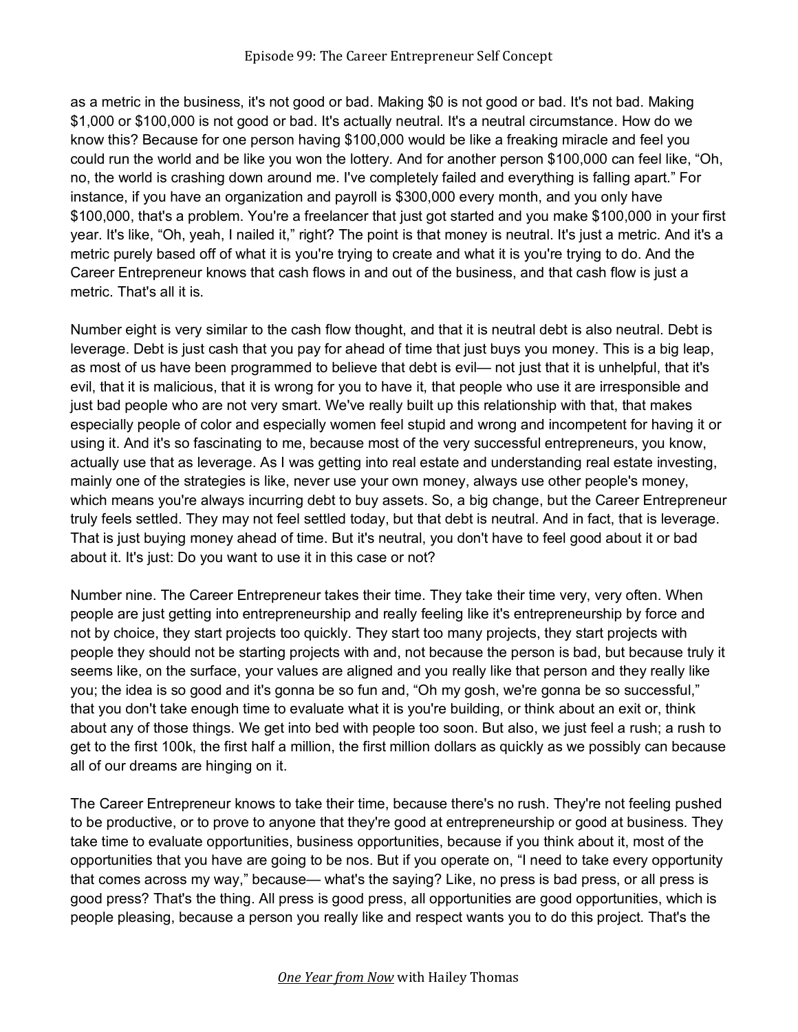as a metric in the business, it's not good or bad. Making $0 is not good or bad. It's not bad. Making $1,000 or $100,000 is not good or bad. It's actually neutral. It's a neutral circumstance. How do we know this? Because for one person having $100,000 would be like a freaking miracle and feel you could run the world and be like you won the lottery. And for another person $100,000 can feel like, "Oh, no, the world is crashing down around me. I've completely failed and everything is falling apart." For instance, if you have an organization and payroll is $300,000 every month, and you only have $100,000, that's a problem. You're a freelancer that just got started and you make $100,000 in your first year. It's like, "Oh, yeah, I nailed it," right? The point is that money is neutral. It's just a metric. And it's a metric purely based off of what it is you're trying to create and what it is you're trying to do. And the Career Entrepreneur knows that cash flows in and out of the business, and that cash flow is just a metric. That's all it is.

Number eight is very similar to the cash flow thought, and that it is neutral debt is also neutral. Debt is leverage. Debt is just cash that you pay for ahead of time that just buys you money. This is a big leap, as most of us have been programmed to believe that debt is evil— not just that it is unhelpful, that it's evil, that it is malicious, that it is wrong for you to have it, that people who use it are irresponsible and just bad people who are not very smart. We've really built up this relationship with that, that makes especially people of color and especially women feel stupid and wrong and incompetent for having it or using it. And it's so fascinating to me, because most of the very successful entrepreneurs, you know, actually use that as leverage. As I was getting into real estate and understanding real estate investing, mainly one of the strategies is like, never use your own money, always use other people's money, which means you're always incurring debt to buy assets. So, a big change, but the Career Entrepreneur truly feels settled. They may not feel settled today, but that debt is neutral. And in fact, that is leverage. That is just buying money ahead of time. But it's neutral, you don't have to feel good about it or bad about it. It's just: Do you want to use it in this case or not?

Number nine. The Career Entrepreneur takes their time. They take their time very, very often. When people are just getting into entrepreneurship and really feeling like it's entrepreneurship by force and not by choice, they start projects too quickly. They start too many projects, they start projects with people they should not be starting projects with and, not because the person is bad, but because truly it seems like, on the surface, your values are aligned and you really like that person and they really like you; the idea is so good and it's gonna be so fun and, "Oh my gosh, we're gonna be so successful," that you don't take enough time to evaluate what it is you're building, or think about an exit or, think about any of those things. We get into bed with people too soon. But also, we just feel a rush; a rush to get to the first 100k, the first half a million, the first million dollars as quickly as we possibly can because all of our dreams are hinging on it.

The Career Entrepreneur knows to take their time, because there's no rush. They're not feeling pushed to be productive, or to prove to anyone that they're good at entrepreneurship or good at business. They take time to evaluate opportunities, business opportunities, because if you think about it, most of the opportunities that you have are going to be nos. But if you operate on, "I need to take every opportunity that comes across my way," because— what's the saying? Like, no press is bad press, or all press is good press? That's the thing. All press is good press, all opportunities are good opportunities, which is people pleasing, because a person you really like and respect wants you to do this project. That's the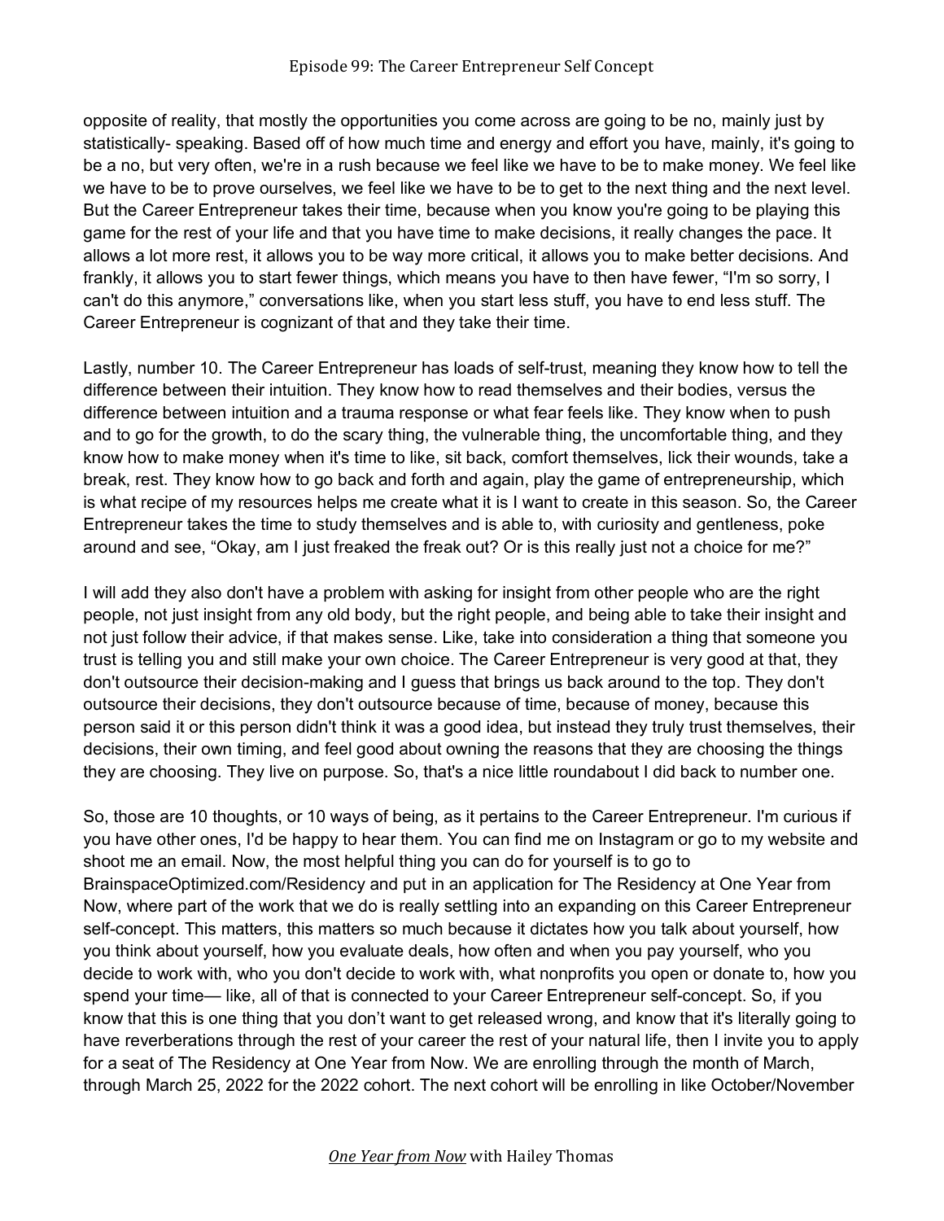opposite of reality, that mostly the opportunities you come across are going to be no, mainly just by statistically- speaking. Based off of how much time and energy and effort you have, mainly, it's going to be a no, but very often, we're in a rush because we feel like we have to be to make money. We feel like we have to be to prove ourselves, we feel like we have to be to get to the next thing and the next level. But the Career Entrepreneur takes their time, because when you know you're going to be playing this game for the rest of your life and that you have time to make decisions, it really changes the pace. It allows a lot more rest, it allows you to be way more critical, it allows you to make better decisions. And frankly, it allows you to start fewer things, which means you have to then have fewer, "I'm so sorry, I can't do this anymore," conversations like, when you start less stuff, you have to end less stuff. The Career Entrepreneur is cognizant of that and they take their time.

Lastly, number 10. The Career Entrepreneur has loads of self-trust, meaning they know how to tell the difference between their intuition. They know how to read themselves and their bodies, versus the difference between intuition and a trauma response or what fear feels like. They know when to push and to go for the growth, to do the scary thing, the vulnerable thing, the uncomfortable thing, and they know how to make money when it's time to like, sit back, comfort themselves, lick their wounds, take a break, rest. They know how to go back and forth and again, play the game of entrepreneurship, which is what recipe of my resources helps me create what it is I want to create in this season. So, the Career Entrepreneur takes the time to study themselves and is able to, with curiosity and gentleness, poke around and see, "Okay, am I just freaked the freak out? Or is this really just not a choice for me?"

I will add they also don't have a problem with asking for insight from other people who are the right people, not just insight from any old body, but the right people, and being able to take their insight and not just follow their advice, if that makes sense. Like, take into consideration a thing that someone you trust is telling you and still make your own choice. The Career Entrepreneur is very good at that, they don't outsource their decision-making and I guess that brings us back around to the top. They don't outsource their decisions, they don't outsource because of time, because of money, because this person said it or this person didn't think it was a good idea, but instead they truly trust themselves, their decisions, their own timing, and feel good about owning the reasons that they are choosing the things they are choosing. They live on purpose. So, that's a nice little roundabout I did back to number one.

So, those are 10 thoughts, or 10 ways of being, as it pertains to the Career Entrepreneur. I'm curious if you have other ones, I'd be happy to hear them. You can find me on Instagram or go to my website and shoot me an email. Now, the most helpful thing you can do for yourself is to go to BrainspaceOptimized.com/Residency and put in an application for The Residency at One Year from Now, where part of the work that we do is really settling into an expanding on this Career Entrepreneur self-concept. This matters, this matters so much because it dictates how you talk about yourself, how you think about yourself, how you evaluate deals, how often and when you pay yourself, who you decide to work with, who you don't decide to work with, what nonprofits you open or donate to, how you spend your time— like, all of that is connected to your Career Entrepreneur self-concept. So, if you know that this is one thing that you don't want to get released wrong, and know that it's literally going to have reverberations through the rest of your career the rest of your natural life, then I invite you to apply for a seat of The Residency at One Year from Now. We are enrolling through the month of March, through March 25, 2022 for the 2022 cohort. The next cohort will be enrolling in like October/November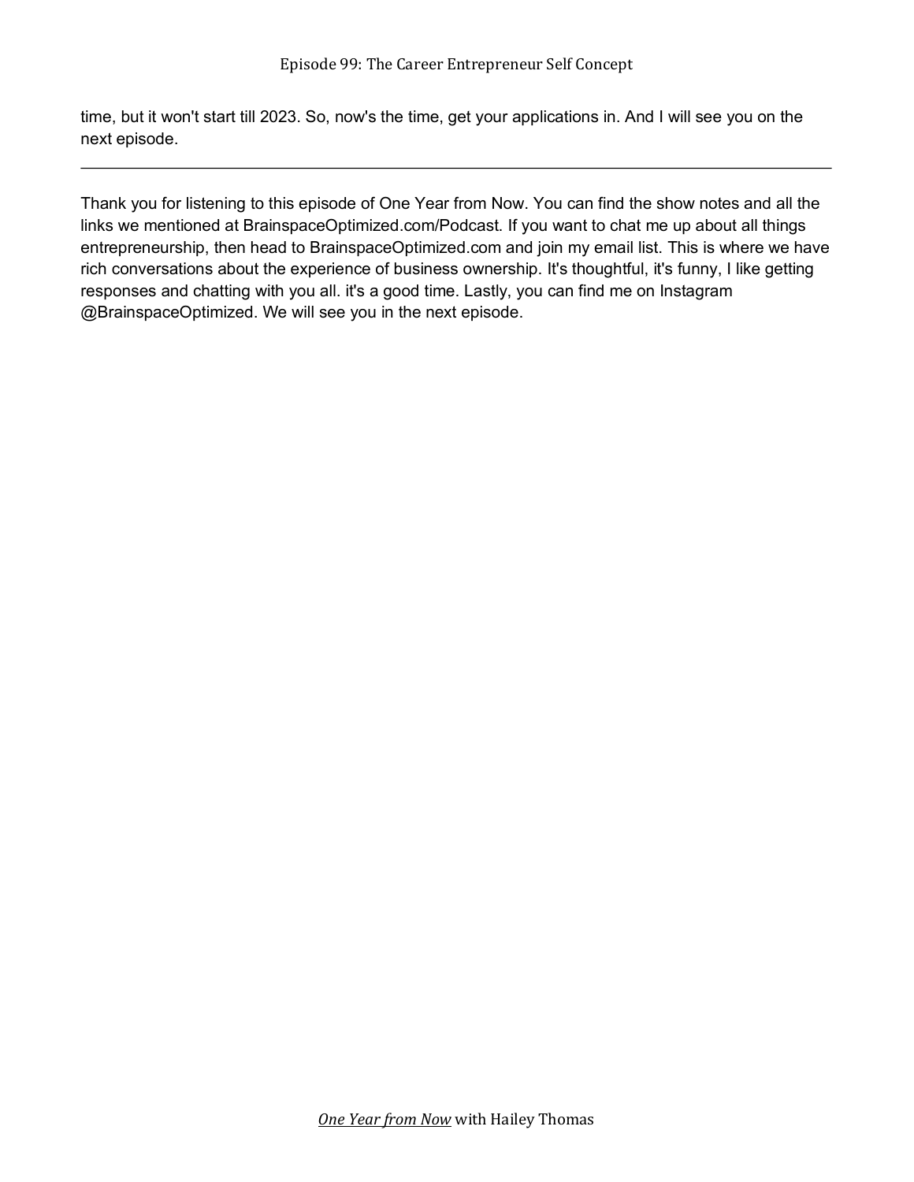time, but it won't start till 2023. So, now's the time, get your applications in. And I will see you on the next episode.

---

Thank you for listening to this episode of One Year from Now. You can find the show notes and all the links we mentioned at BrainspaceOptimized.com/Podcast. If you want to chat me up about all things entrepreneurship, then head to BrainspaceOptimized.com and join my email list. This is where we have rich conversations about the experience of business ownership. It's thoughtful, it's funny, I like getting responses and chatting with you all. it's a good time. Lastly, you can find me on Instagram @BrainspaceOptimized. We will see you in the next episode.